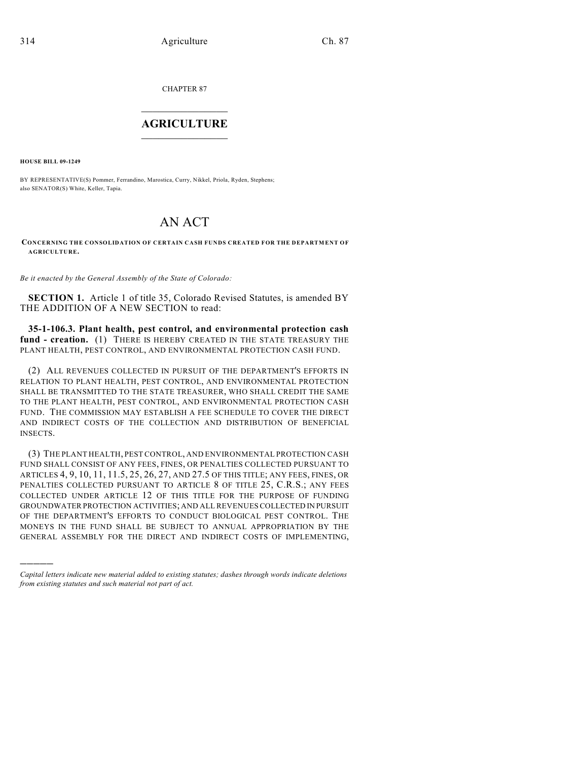CHAPTER 87

# AGRICULTURE

**HOUSE BILL 09-1249**

BY REPRESENTATIVE(S) Pommer, Ferrandino, Marostica, Curry, Nikkel, Priola, Ryden, Stephens; also SENATOR(S) White, Keller, Tapia.

# AN ACT

**CONCERNING THE CONSOLIDATION OF CERTAIN CASH FUNDS CREATED FOR THE DEPARTMENT OF AGRICULTURE.**

*Be it enacted by the General Assembly of the State of Colorado:*

**SECTION 1.** Article 1 of title 35, Colorado Revised Statutes, is amended BY THE ADDITION OF A NEW SECTION to read:

**35-1-106.3. Plant health, pest control, and environmental protection cash fund - creation.** (1) THERE IS HEREBY CREATED IN THE STATE TREASURY THE PLANT HEALTH, PEST CONTROL, AND ENVIRONMENTAL PROTECTION CASH FUND.

(2) ALL REVENUES COLLECTED IN PURSUIT OF THE DEPARTMENT'S EFFORTS IN RELATION TO PLANT HEALTH, PEST CONTROL, AND ENVIRONMENTAL PROTECTION SHALL BE TRANSMITTED TO THE STATE TREASURER, WHO SHALL CREDIT THE SAME TO THE PLANT HEALTH, PEST CONTROL, AND ENVIRONMENTAL PROTECTION CASH FUND. THE COMMISSION MAY ESTABLISH A FEE SCHEDULE TO COVER THE DIRECT AND INDIRECT COSTS OF THE COLLECTION AND DISTRIBUTION OF BENEFICIAL INSECTS.

(3) THE PLANT HEALTH, PEST CONTROL, AND ENVIRONMENTAL PROTECTION CASH FUND SHALL CONSIST OF ANY FEES, FINES, OR PENALTIES COLLECTED PURSUANT TO ARTICLES 4, 9, 10, 11, 11.5, 25, 26, 27, AND 27.5 OF THIS TITLE; ANY FEES, FINES, OR PENALTIES COLLECTED PURSUANT TO ARTICLE 8 OF TITLE 25, C.R.S.; ANY FEES COLLECTED UNDER ARTICLE 12 OF THIS TITLE FOR THE PURPOSE OF FUNDING GROUNDWATER PROTECTION ACTIVITIES; AND ALL REVENUES COLLECTED IN PURSUIT OF THE DEPARTMENT'S EFFORTS TO CONDUCT BIOLOGICAL PEST CONTROL. THE MONEYS IN THE FUND SHALL BE SUBJECT TO ANNUAL APPROPRIATION BY THE GENERAL ASSEMBLY FOR THE DIRECT AND INDIRECT COSTS OF IMPLEMENTING,

---

*Capital letters indicate new material added to existing statutes; dashes through words indicate deletions from existing statutes and such material not part of act.*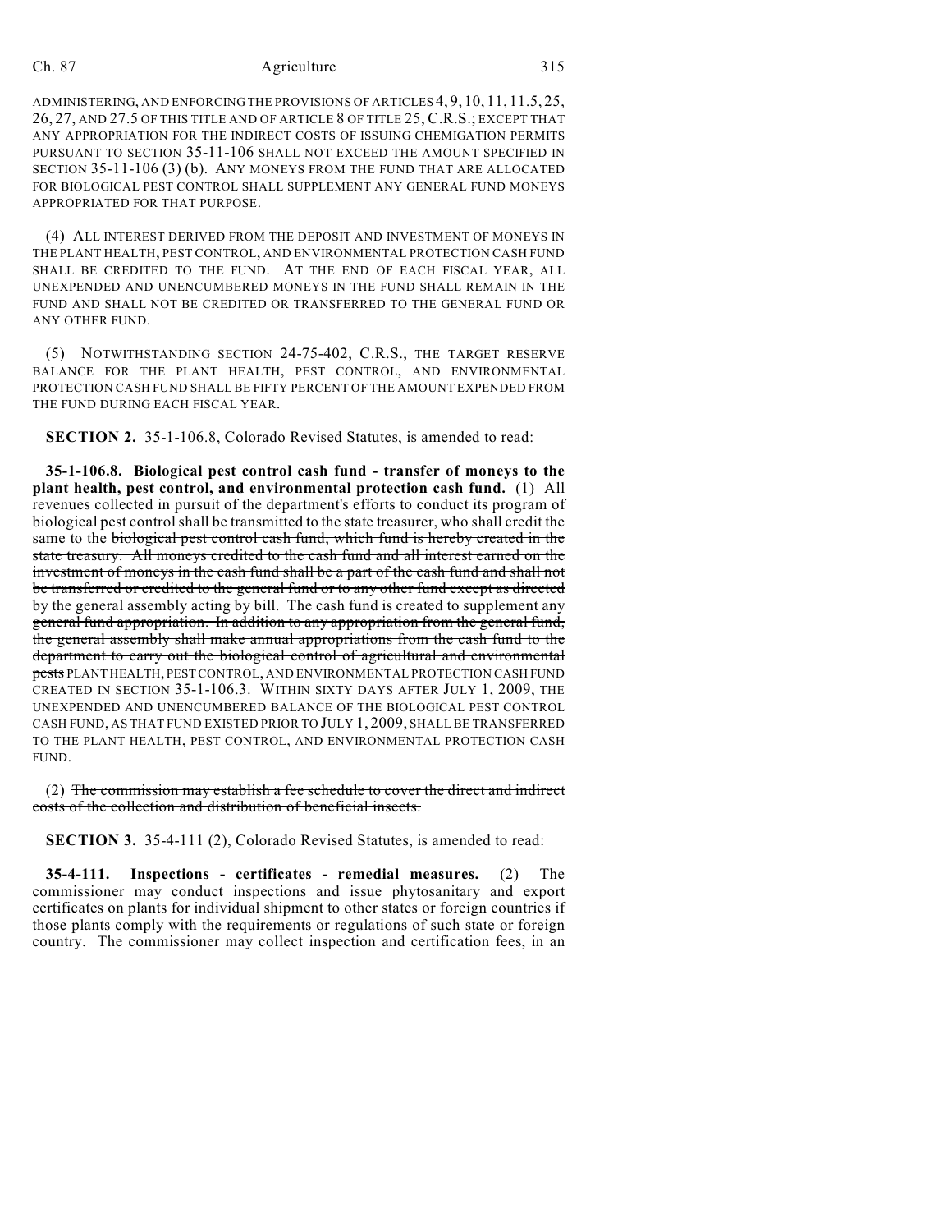ADMINISTERING, AND ENFORCING THE PROVISIONS OF ARTICLES 4, 9, 10, 11, 11.5, 25, 26, 27, AND 27.5 OF THIS TITLE AND OF ARTICLE 8 OF TITLE 25, C.R.S.; EXCEPT THAT ANY APPROPRIATION FOR THE INDIRECT COSTS OF ISSUING CHEMIGATION PERMITS PURSUANT TO SECTION 35-11-106 SHALL NOT EXCEED THE AMOUNT SPECIFIED IN SECTION 35-11-106 (3) (b). ANY MONEYS FROM THE FUND THAT ARE ALLOCATED FOR BIOLOGICAL PEST CONTROL SHALL SUPPLEMENT ANY GENERAL FUND MONEYS APPROPRIATED FOR THAT PURPOSE.

(4) ALL INTEREST DERIVED FROM THE DEPOSIT AND INVESTMENT OF MONEYS IN THE PLANT HEALTH, PEST CONTROL, AND ENVIRONMENTAL PROTECTION CASH FUND SHALL BE CREDITED TO THE FUND. AT THE END OF EACH FISCAL YEAR, ALL UNEXPENDED AND UNENCUMBERED MONEYS IN THE FUND SHALL REMAIN IN THE FUND AND SHALL NOT BE CREDITED OR TRANSFERRED TO THE GENERAL FUND OR ANY OTHER FUND.

(5) NOTWITHSTANDING SECTION 24-75-402, C.R.S., THE TARGET RESERVE BALANCE FOR THE PLANT HEALTH, PEST CONTROL, AND ENVIRONMENTAL PROTECTION CASH FUND SHALL BE FIFTY PERCENT OF THE AMOUNT EXPENDED FROM THE FUND DURING EACH FISCAL YEAR.

**SECTION 2.** 35-1-106.8, Colorado Revised Statutes, is amended to read:

**35-1-106.8. Biological pest control cash fund - transfer of moneys to the plant health, pest control, and environmental protection cash fund.** (1) All revenues collected in pursuit of the department's efforts to conduct its program of biological pest control shall be transmitted to the state treasurer, who shall credit the same to the ~~biological pest control cash fund, which fund is hereby created in the state treasury. All moneys credited to the cash fund and all interest earned on the investment of moneys in the cash fund shall be a part of the cash fund and shall not be transferred or credited to the general fund or to any other fund except as directed by the general assembly acting by bill. The cash fund is created to supplement any general fund appropriation. In addition to any appropriation from the general fund, the general assembly shall make annual appropriations from the cash fund to the department to carry out the biological control of agricultural and environmental pests~~ PLANT HEALTH, PEST CONTROL, AND ENVIRONMENTAL PROTECTION CASH FUND CREATED IN SECTION 35-1-106.3. WITHIN SIXTY DAYS AFTER JULY 1, 2009, THE UNEXPENDED AND UNENCUMBERED BALANCE OF THE BIOLOGICAL PEST CONTROL CASH FUND, AS THAT FUND EXISTED PRIOR TO JULY 1, 2009, SHALL BE TRANSFERRED TO THE PLANT HEALTH, PEST CONTROL, AND ENVIRONMENTAL PROTECTION CASH FUND.

(2) ~~The commission may establish a fee schedule to cover the direct and indirect costs of the collection and distribution of beneficial insects.~~

**SECTION 3.** 35-4-111 (2), Colorado Revised Statutes, is amended to read:

**35-4-111. Inspections - certificates - remedial measures.** (2) The commissioner may conduct inspections and issue phytosanitary and export certificates on plants for individual shipment to other states or foreign countries if those plants comply with the requirements or regulations of such state or foreign country. The commissioner may collect inspection and certification fees, in an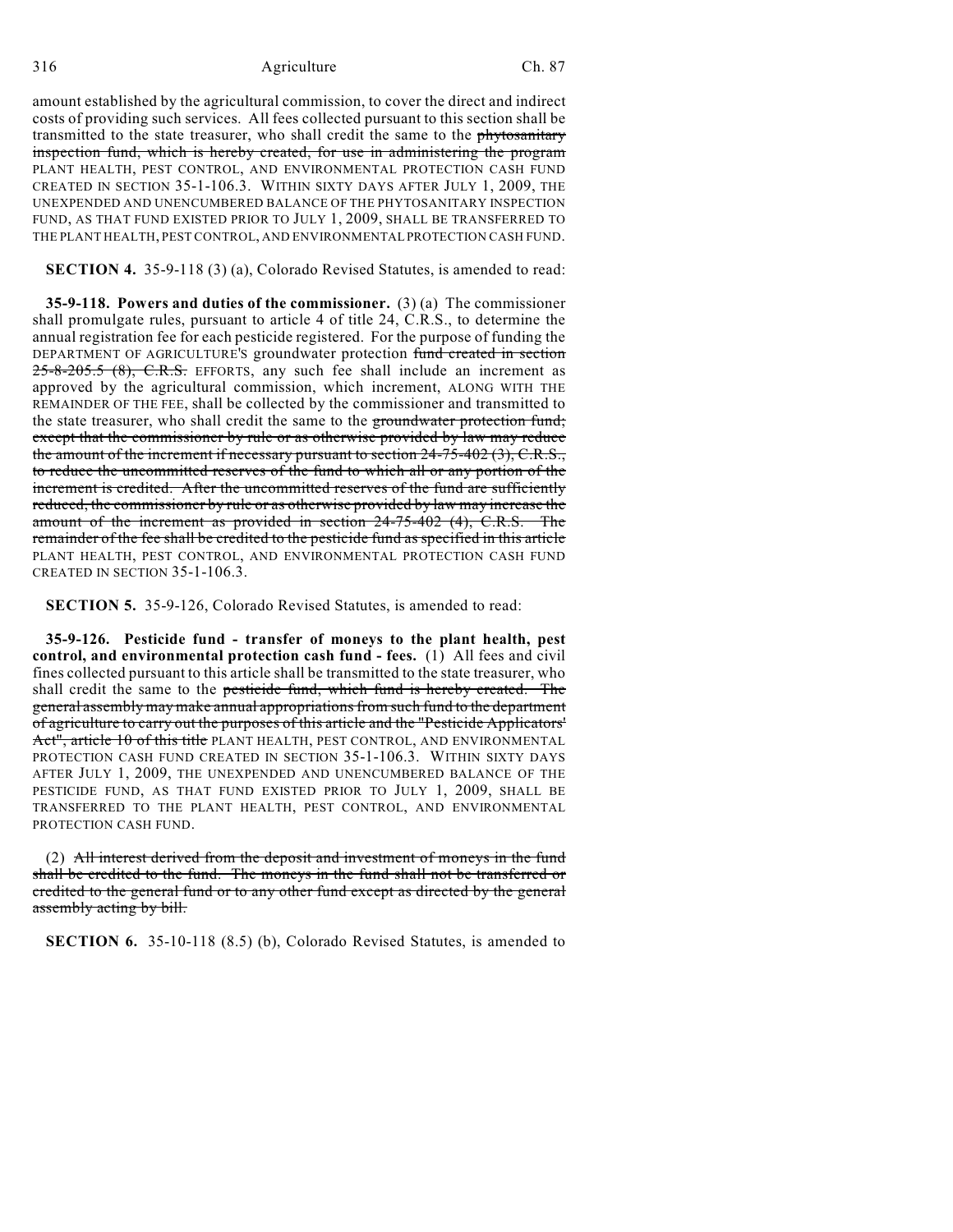amount established by the agricultural commission, to cover the direct and indirect costs of providing such services. All fees collected pursuant to this section shall be transmitted to the state treasurer, who shall credit the same to the ~~phytosanitary inspection fund, which is hereby created, for use in administering the program~~ PLANT HEALTH, PEST CONTROL, AND ENVIRONMENTAL PROTECTION CASH FUND CREATED IN SECTION 35-1-106.3. WITHIN SIXTY DAYS AFTER JULY 1, 2009, THE UNEXPENDED AND UNENCUMBERED BALANCE OF THE PHYTOSANITARY INSPECTION FUND, AS THAT FUND EXISTED PRIOR TO JULY 1, 2009, SHALL BE TRANSFERRED TO THE PLANT HEALTH, PEST CONTROL, AND ENVIRONMENTAL PROTECTION CASH FUND.

**SECTION 4.** 35-9-118 (3) (a), Colorado Revised Statutes, is amended to read:

**35-9-118. Powers and duties of the commissioner.** (3) (a) The commissioner shall promulgate rules, pursuant to article 4 of title 24, C.R.S., to determine the annual registration fee for each pesticide registered. For the purpose of funding the DEPARTMENT OF AGRICULTURE'S groundwater protection ~~fund created in section 25-8-205.5 (8), C.R.S.~~ EFFORTS, any such fee shall include an increment as approved by the agricultural commission, which increment, ALONG WITH THE REMAINDER OF THE FEE, shall be collected by the commissioner and transmitted to the state treasurer, who shall credit the same to the ~~groundwater protection fund; except that the commissioner by rule or as otherwise provided by law may reduce the amount of the increment if necessary pursuant to section 24-75-402 (3), C.R.S., to reduce the uncommitted reserves of the fund to which all or any portion of the increment is credited. After the uncommitted reserves of the fund are sufficiently reduced, the commissioner by rule or as otherwise provided by law may increase the amount of the increment as provided in section 24-75-402 (4), C.R.S. The remainder of the fee shall be credited to the pesticide fund as specified in this article~~ PLANT HEALTH, PEST CONTROL, AND ENVIRONMENTAL PROTECTION CASH FUND CREATED IN SECTION 35-1-106.3.

**SECTION 5.** 35-9-126, Colorado Revised Statutes, is amended to read:

**35-9-126. Pesticide fund - transfer of moneys to the plant health, pest control, and environmental protection cash fund - fees.** (1) All fees and civil fines collected pursuant to this article shall be transmitted to the state treasurer, who shall credit the same to the ~~pesticide fund, which fund is hereby created. The general assembly may make annual appropriations from such fund to the department of agriculture to carry out the purposes of this article and the "Pesticide Applicators' Act", article 10 of this title~~ PLANT HEALTH, PEST CONTROL, AND ENVIRONMENTAL PROTECTION CASH FUND CREATED IN SECTION 35-1-106.3. WITHIN SIXTY DAYS AFTER JULY 1, 2009, THE UNEXPENDED AND UNENCUMBERED BALANCE OF THE PESTICIDE FUND, AS THAT FUND EXISTED PRIOR TO JULY 1, 2009, SHALL BE TRANSFERRED TO THE PLANT HEALTH, PEST CONTROL, AND ENVIRONMENTAL PROTECTION CASH FUND.

(2) ~~All interest derived from the deposit and investment of moneys in the fund shall be credited to the fund. The moneys in the fund shall not be transferred or credited to the general fund or to any other fund except as directed by the general assembly acting by bill.~~

**SECTION 6.** 35-10-118 (8.5) (b), Colorado Revised Statutes, is amended to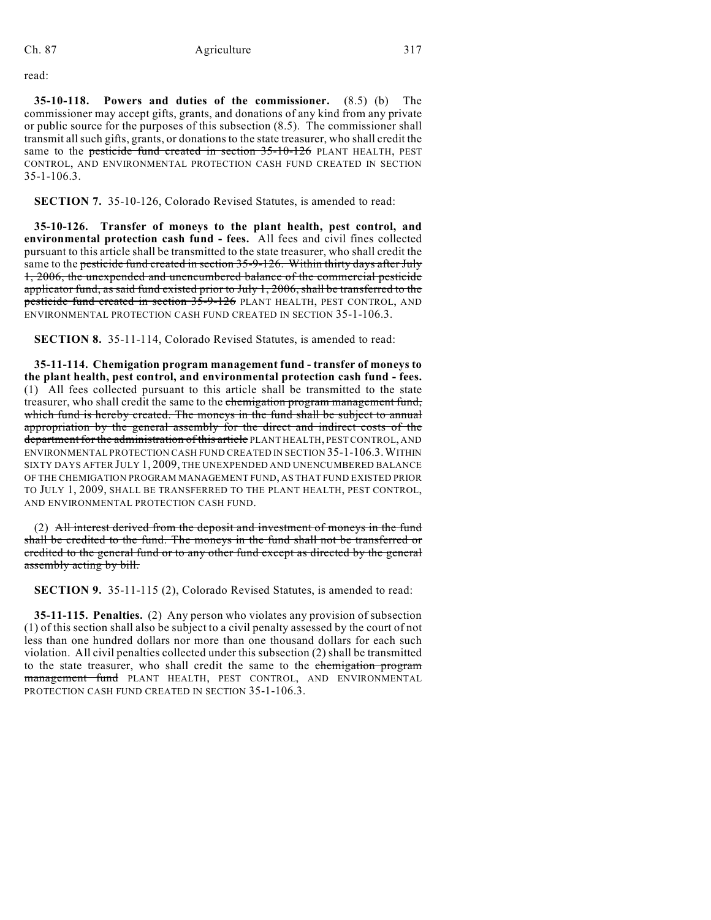read:

**35-10-118. Powers and duties of the commissioner.** (8.5) (b) The commissioner may accept gifts, grants, and donations of any kind from any private or public source for the purposes of this subsection (8.5). The commissioner shall transmit all such gifts, grants, or donations to the state treasurer, who shall credit the same to the ~~pesticide fund created in section 35-10-126~~ PLANT HEALTH, PEST CONTROL, AND ENVIRONMENTAL PROTECTION CASH FUND CREATED IN SECTION 35-1-106.3.

**SECTION 7.** 35-10-126, Colorado Revised Statutes, is amended to read:

**35-10-126. Transfer of moneys to the plant health, pest control, and environmental protection cash fund - fees.** All fees and civil fines collected pursuant to this article shall be transmitted to the state treasurer, who shall credit the same to the ~~pesticide fund created in section 35-9-126. Within thirty days after July 1, 2006, the unexpended and unencumbered balance of the commercial pesticide applicator fund, as said fund existed prior to July 1, 2006, shall be transferred to the pesticide fund created in section 35-9-126~~ PLANT HEALTH, PEST CONTROL, AND ENVIRONMENTAL PROTECTION CASH FUND CREATED IN SECTION 35-1-106.3.

**SECTION 8.** 35-11-114, Colorado Revised Statutes, is amended to read:

**35-11-114. Chemigation program management fund - transfer of moneys to the plant health, pest control, and environmental protection cash fund - fees.** (1) All fees collected pursuant to this article shall be transmitted to the state treasurer, who shall credit the same to the ~~chemigation program management fund, which fund is hereby created. The moneys in the fund shall be subject to annual appropriation by the general assembly for the direct and indirect costs of the department for the administration of this article~~ PLANT HEALTH, PEST CONTROL, AND ENVIRONMENTAL PROTECTION CASH FUND CREATED IN SECTION 35-1-106.3. WITHIN SIXTY DAYS AFTER JULY 1, 2009, THE UNEXPENDED AND UNENCUMBERED BALANCE OF THE CHEMIGATION PROGRAM MANAGEMENT FUND, AS THAT FUND EXISTED PRIOR TO JULY 1, 2009, SHALL BE TRANSFERRED TO THE PLANT HEALTH, PEST CONTROL, AND ENVIRONMENTAL PROTECTION CASH FUND.

(2) ~~All interest derived from the deposit and investment of moneys in the fund shall be credited to the fund. The moneys in the fund shall not be transferred or credited to the general fund or to any other fund except as directed by the general assembly acting by bill.~~

**SECTION 9.** 35-11-115 (2), Colorado Revised Statutes, is amended to read:

**35-11-115. Penalties.** (2) Any person who violates any provision of subsection (1) of this section shall also be subject to a civil penalty assessed by the court of not less than one hundred dollars nor more than one thousand dollars for each such violation. All civil penalties collected under this subsection (2) shall be transmitted to the state treasurer, who shall credit the same to the ~~chemigation program management fund~~ PLANT HEALTH, PEST CONTROL, AND ENVIRONMENTAL PROTECTION CASH FUND CREATED IN SECTION 35-1-106.3.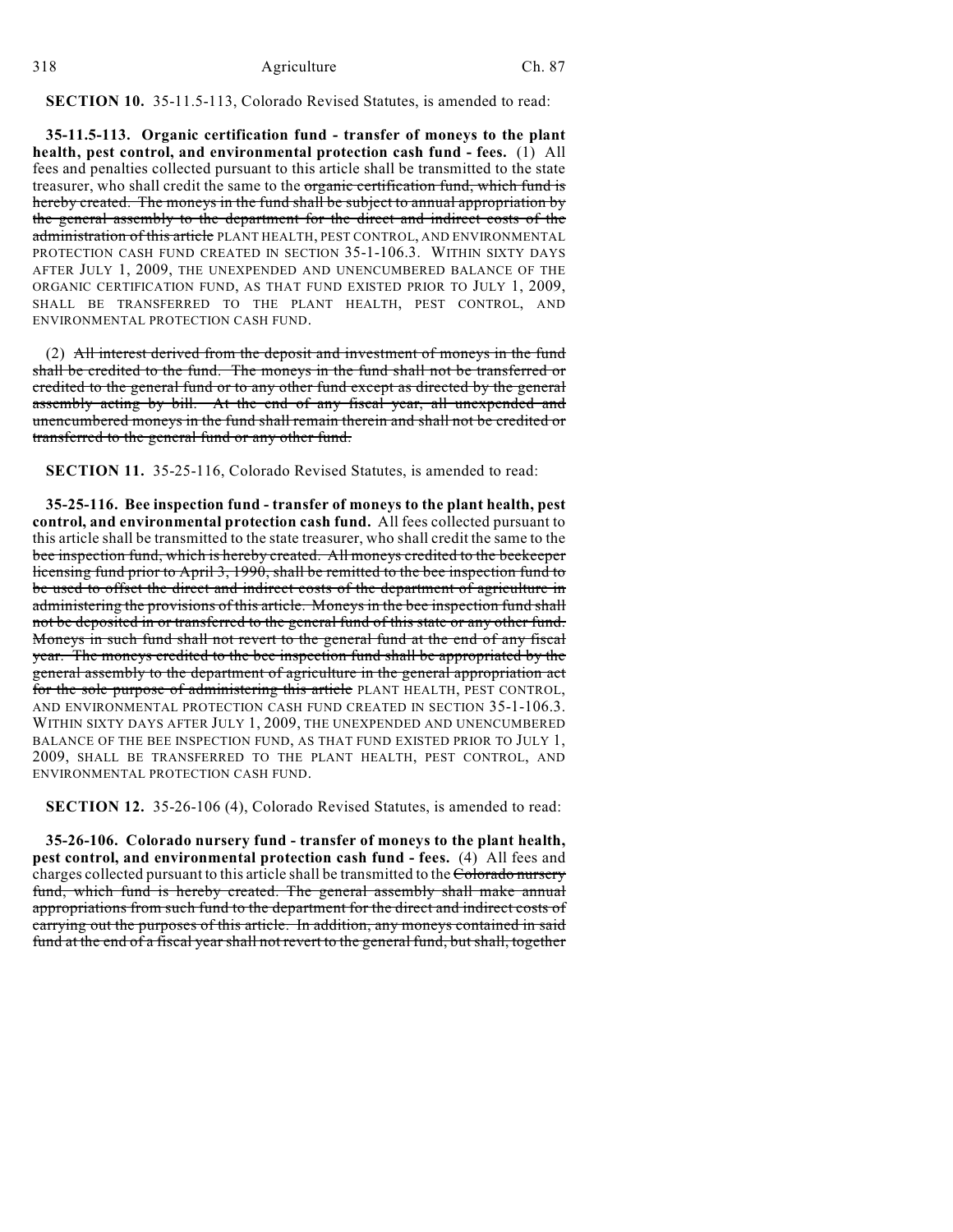**SECTION 10.** 35-11.5-113, Colorado Revised Statutes, is amended to read:

**35-11.5-113. Organic certification fund - transfer of moneys to the plant health, pest control, and environmental protection cash fund - fees.** (1) All fees and penalties collected pursuant to this article shall be transmitted to the state treasurer, who shall credit the same to the ~~organic certification fund, which fund is hereby created. The moneys in the fund shall be subject to annual appropriation by the general assembly to the department for the direct and indirect costs of the administration of this article~~ PLANT HEALTH, PEST CONTROL, AND ENVIRONMENTAL PROTECTION CASH FUND CREATED IN SECTION 35-1-106.3. WITHIN SIXTY DAYS AFTER JULY 1, 2009, THE UNEXPENDED AND UNENCUMBERED BALANCE OF THE ORGANIC CERTIFICATION FUND, AS THAT FUND EXISTED PRIOR TO JULY 1, 2009, SHALL BE TRANSFERRED TO THE PLANT HEALTH, PEST CONTROL, AND ENVIRONMENTAL PROTECTION CASH FUND.

(2) ~~All interest derived from the deposit and investment of moneys in the fund shall be credited to the fund. The moneys in the fund shall not be transferred or credited to the general fund or to any other fund except as directed by the general assembly acting by bill. At the end of any fiscal year, all unexpended and unencumbered moneys in the fund shall remain therein and shall not be credited or transferred to the general fund or any other fund.~~

**SECTION 11.** 35-25-116, Colorado Revised Statutes, is amended to read:

**35-25-116. Bee inspection fund - transfer of moneys to the plant health, pest control, and environmental protection cash fund.** All fees collected pursuant to this article shall be transmitted to the state treasurer, who shall credit the same to the ~~bee inspection fund, which is hereby created. All moneys credited to the beekeeper licensing fund prior to April 3, 1990, shall be remitted to the bee inspection fund to be used to offset the direct and indirect costs of the department of agriculture in administering the provisions of this article. Moneys in the bee inspection fund shall not be deposited in or transferred to the general fund of this state or any other fund. Moneys in such fund shall not revert to the general fund at the end of any fiscal year. The moneys credited to the bee inspection fund shall be appropriated by the general assembly to the department of agriculture in the general appropriation act for the sole purpose of administering this article~~ PLANT HEALTH, PEST CONTROL, AND ENVIRONMENTAL PROTECTION CASH FUND CREATED IN SECTION 35-1-106.3. WITHIN SIXTY DAYS AFTER JULY 1, 2009, THE UNEXPENDED AND UNENCUMBERED BALANCE OF THE BEE INSPECTION FUND, AS THAT FUND EXISTED PRIOR TO JULY 1, 2009, SHALL BE TRANSFERRED TO THE PLANT HEALTH, PEST CONTROL, AND ENVIRONMENTAL PROTECTION CASH FUND.

**SECTION 12.** 35-26-106 (4), Colorado Revised Statutes, is amended to read:

**35-26-106. Colorado nursery fund - transfer of moneys to the plant health, pest control, and environmental protection cash fund - fees.** (4) All fees and charges collected pursuant to this article shall be transmitted to the ~~Colorado nursery fund, which fund is hereby created. The general assembly shall make annual appropriations from such fund to the department for the direct and indirect costs of carrying out the purposes of this article. In addition, any moneys contained in said fund at the end of a fiscal year shall not revert to the general fund, but shall, together~~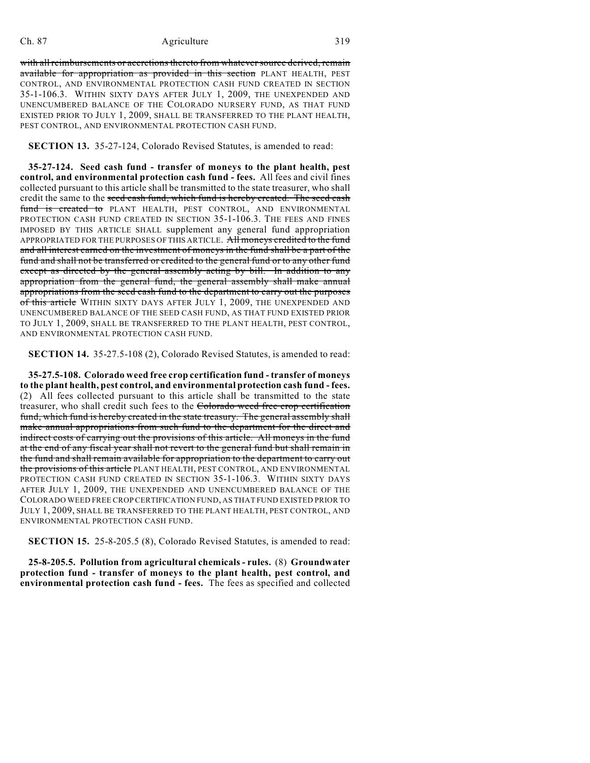~~with all reimbursements or accretions thereto from whatever source derived, remain available for appropriation as provided in this section~~ PLANT HEALTH, PEST CONTROL, AND ENVIRONMENTAL PROTECTION CASH FUND CREATED IN SECTION 35-1-106.3. WITHIN SIXTY DAYS AFTER JULY 1, 2009, THE UNEXPENDED AND UNENCUMBERED BALANCE OF THE COLORADO NURSERY FUND, AS THAT FUND EXISTED PRIOR TO JULY 1, 2009, SHALL BE TRANSFERRED TO THE PLANT HEALTH, PEST CONTROL, AND ENVIRONMENTAL PROTECTION CASH FUND.

**SECTION 13.** 35-27-124, Colorado Revised Statutes, is amended to read:

**35-27-124. Seed cash fund - transfer of moneys to the plant health, pest control, and environmental protection cash fund - fees.** All fees and civil fines collected pursuant to this article shall be transmitted to the state treasurer, who shall credit the same to the ~~seed cash fund, which fund is hereby created. The seed cash fund is created to~~ PLANT HEALTH, PEST CONTROL, AND ENVIRONMENTAL PROTECTION CASH FUND CREATED IN SECTION 35-1-106.3. THE FEES AND FINES IMPOSED BY THIS ARTICLE SHALL supplement any general fund appropriation APPROPRIATED FOR THE PURPOSES OF THIS ARTICLE. ~~All moneys credited to the fund and all interest earned on the investment of moneys in the fund shall be a part of the fund and shall not be transferred or credited to the general fund or to any other fund except as directed by the general assembly acting by bill. In addition to any appropriation from the general fund, the general assembly shall make annual appropriations from the seed cash fund to the department to carry out the purposes of this article~~ WITHIN SIXTY DAYS AFTER JULY 1, 2009, THE UNEXPENDED AND UNENCUMBERED BALANCE OF THE SEED CASH FUND, AS THAT FUND EXISTED PRIOR TO JULY 1, 2009, SHALL BE TRANSFERRED TO THE PLANT HEALTH, PEST CONTROL, AND ENVIRONMENTAL PROTECTION CASH FUND.

**SECTION 14.** 35-27.5-108 (2), Colorado Revised Statutes, is amended to read:

**35-27.5-108. Colorado weed free crop certification fund - transfer of moneys to the plant health, pest control, and environmental protection cash fund - fees.** (2) All fees collected pursuant to this article shall be transmitted to the state treasurer, who shall credit such fees to the ~~Colorado weed free crop certification fund, which fund is hereby created in the state treasury. The general assembly shall make annual appropriations from such fund to the department for the direct and indirect costs of carrying out the provisions of this article. All moneys in the fund at the end of any fiscal year shall not revert to the general fund but shall remain in the fund and shall remain available for appropriation to the department to carry out the provisions of this article~~ PLANT HEALTH, PEST CONTROL, AND ENVIRONMENTAL PROTECTION CASH FUND CREATED IN SECTION 35-1-106.3. WITHIN SIXTY DAYS AFTER JULY 1, 2009, THE UNEXPENDED AND UNENCUMBERED BALANCE OF THE COLORADO WEED FREE CROP CERTIFICATION FUND, AS THAT FUND EXISTED PRIOR TO JULY 1, 2009, SHALL BE TRANSFERRED TO THE PLANT HEALTH, PEST CONTROL, AND ENVIRONMENTAL PROTECTION CASH FUND.

**SECTION 15.** 25-8-205.5 (8), Colorado Revised Statutes, is amended to read:

**25-8-205.5. Pollution from agricultural chemicals - rules.** (8) **Groundwater protection fund - transfer of moneys to the plant health, pest control, and environmental protection cash fund - fees.** The fees as specified and collected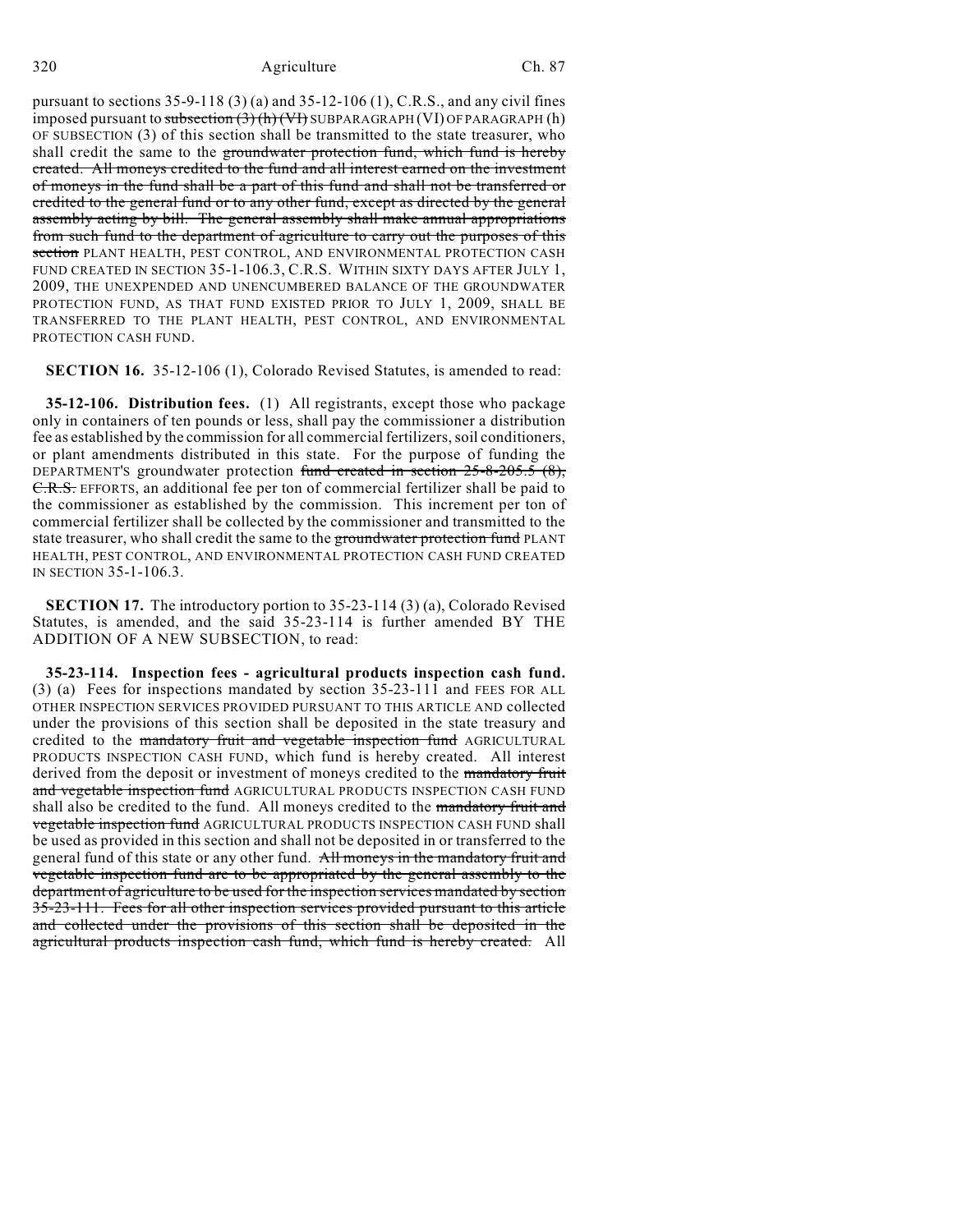pursuant to sections 35-9-118 (3) (a) and 35-12-106 (1), C.R.S., and any civil fines imposed pursuant to ~~subsection (3) (h) (VI)~~ SUBPARAGRAPH (VI) OF PARAGRAPH (h) OF SUBSECTION (3) of this section shall be transmitted to the state treasurer, who shall credit the same to the ~~groundwater protection fund, which fund is hereby created. All moneys credited to the fund and all interest earned on the investment of moneys in the fund shall be a part of this fund and shall not be transferred or credited to the general fund or to any other fund, except as directed by the general assembly acting by bill. The general assembly shall make annual appropriations from such fund to the department of agriculture to carry out the purposes of this section~~ PLANT HEALTH, PEST CONTROL, AND ENVIRONMENTAL PROTECTION CASH FUND CREATED IN SECTION 35-1-106.3, C.R.S. WITHIN SIXTY DAYS AFTER JULY 1, 2009, THE UNEXPENDED AND UNENCUMBERED BALANCE OF THE GROUNDWATER PROTECTION FUND, AS THAT FUND EXISTED PRIOR TO JULY 1, 2009, SHALL BE TRANSFERRED TO THE PLANT HEALTH, PEST CONTROL, AND ENVIRONMENTAL PROTECTION CASH FUND.

**SECTION 16.** 35-12-106 (1), Colorado Revised Statutes, is amended to read:

**35-12-106. Distribution fees.** (1) All registrants, except those who package only in containers of ten pounds or less, shall pay the commissioner a distribution fee as established by the commission for all commercial fertilizers, soil conditioners, or plant amendments distributed in this state. For the purpose of funding the DEPARTMENT'S groundwater protection ~~fund created in section 25-8-205.5 (8), C.R.S.~~ EFFORTS, an additional fee per ton of commercial fertilizer shall be paid to the commissioner as established by the commission. This increment per ton of commercial fertilizer shall be collected by the commissioner and transmitted to the state treasurer, who shall credit the same to the ~~groundwater protection fund~~ PLANT HEALTH, PEST CONTROL, AND ENVIRONMENTAL PROTECTION CASH FUND CREATED IN SECTION 35-1-106.3.

**SECTION 17.** The introductory portion to 35-23-114 (3) (a), Colorado Revised Statutes, is amended, and the said 35-23-114 is further amended BY THE ADDITION OF A NEW SUBSECTION, to read:

**35-23-114. Inspection fees - agricultural products inspection cash fund.** (3) (a) Fees for inspections mandated by section 35-23-111 and FEES FOR ALL OTHER INSPECTION SERVICES PROVIDED PURSUANT TO THIS ARTICLE AND collected under the provisions of this section shall be deposited in the state treasury and credited to the ~~mandatory fruit and vegetable inspection fund~~ AGRICULTURAL PRODUCTS INSPECTION CASH FUND, which fund is hereby created. All interest derived from the deposit or investment of moneys credited to the ~~mandatory fruit and vegetable inspection fund~~ AGRICULTURAL PRODUCTS INSPECTION CASH FUND shall also be credited to the fund. All moneys credited to the ~~mandatory fruit and vegetable inspection fund~~ AGRICULTURAL PRODUCTS INSPECTION CASH FUND shall be used as provided in this section and shall not be deposited in or transferred to the general fund of this state or any other fund. ~~All moneys in the mandatory fruit and vegetable inspection fund are to be appropriated by the general assembly to the department of agriculture to be used for the inspection services mandated by section 35-23-111. Fees for all other inspection services provided pursuant to this article and collected under the provisions of this section shall be deposited in the agricultural products inspection cash fund, which fund is hereby created.~~ All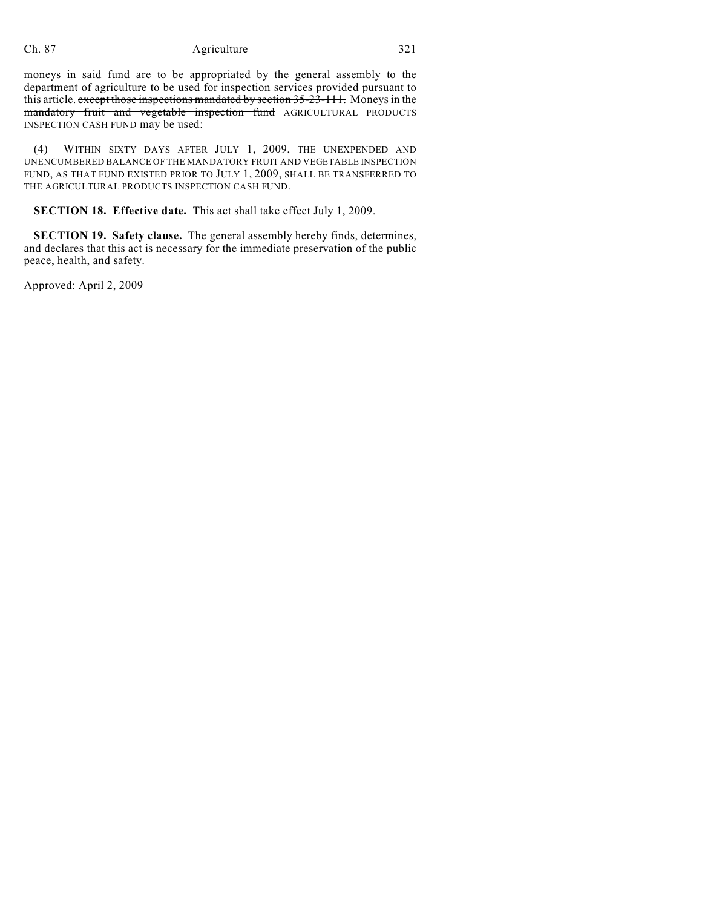moneys in said fund are to be appropriated by the general assembly to the department of agriculture to be used for inspection services provided pursuant to this article. ~~except those inspections mandated by section 35-23-111.~~ Moneys in the ~~mandatory fruit and vegetable inspection fund~~ AGRICULTURAL PRODUCTS INSPECTION CASH FUND may be used:

(4) WITHIN SIXTY DAYS AFTER JULY 1, 2009, THE UNEXPENDED AND UNENCUMBERED BALANCE OF THE MANDATORY FRUIT AND VEGETABLE INSPECTION FUND, AS THAT FUND EXISTED PRIOR TO JULY 1, 2009, SHALL BE TRANSFERRED TO THE AGRICULTURAL PRODUCTS INSPECTION CASH FUND.

**SECTION 18. Effective date.** This act shall take effect July 1, 2009.

**SECTION 19. Safety clause.** The general assembly hereby finds, determines, and declares that this act is necessary for the immediate preservation of the public peace, health, and safety.

Approved: April 2, 2009